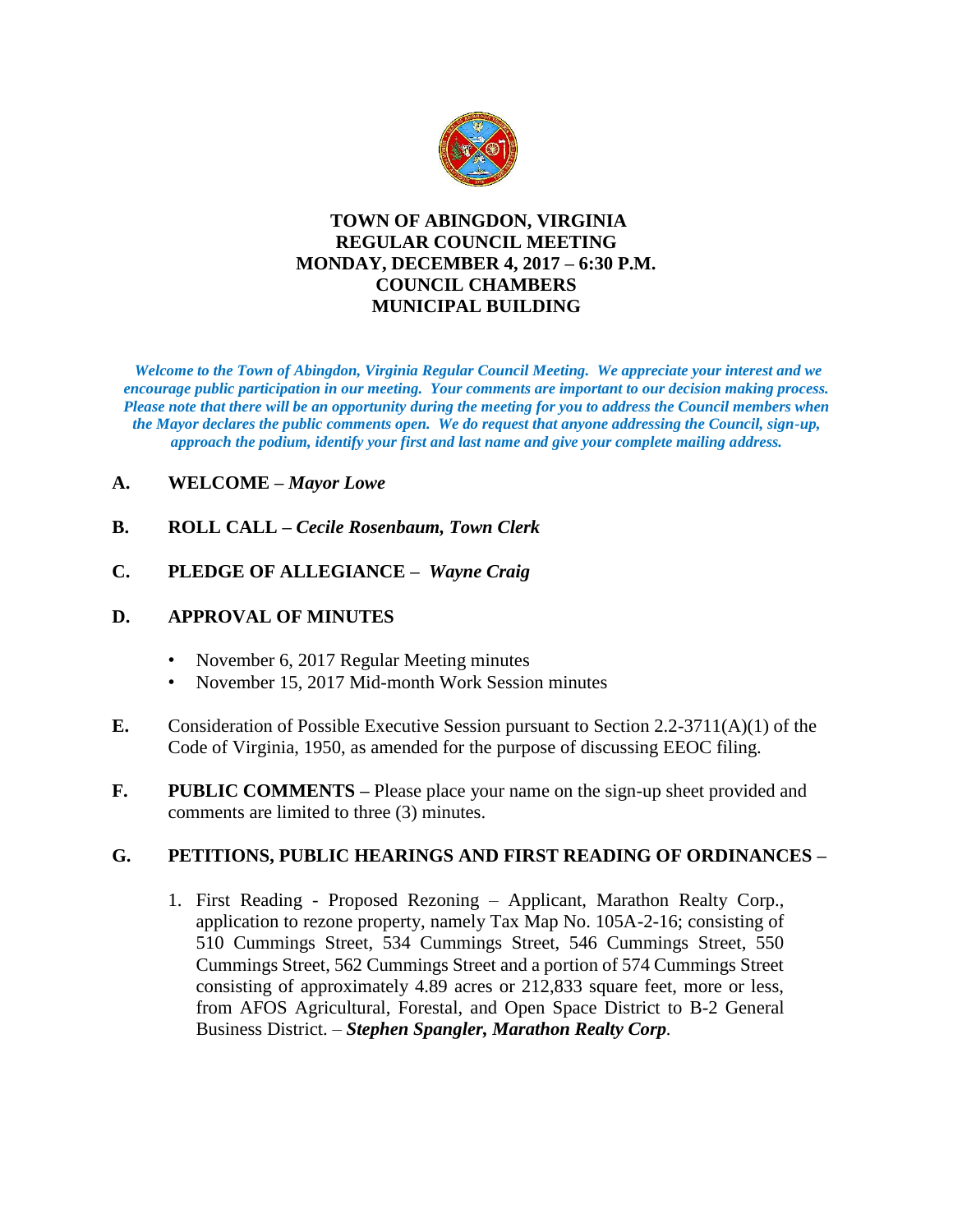# TOWN OF ABINGDON, VIRGINIA
## REGULAR COUNCIL MEETING
## MONDAY, DECEMBER 4, 2017 – 6:30 P.M.
## COUNCIL CHAMBERS
## MUNICIPAL BUILDING

***Welcome to the Town of Abingdon, Virginia Regular Council Meeting. We appreciate your interest and we encourage public participation in our meeting. Your comments are important to our decision making process. Please note that there will be an opportunity during the meeting for you to address the Council members when the Mayor declares the public comments open. We do request that anyone addressing the Council, sign-up, approach the podium, identify your first and last name and give your complete mailing address.***

**A. WELCOME –** ***Mayor Lowe***

**B. ROLL CALL –** ***Cecile Rosenbaum, Town Clerk***

**C. PLEDGE OF ALLEGIANCE –** ***Wayne Craig***

**D. APPROVAL OF MINUTES**

- November 6, 2017 Regular Meeting minutes
- November 15, 2017 Mid-month Work Session minutes

**E.** Consideration of Possible Executive Session pursuant to Section 2.2-3711(A)(1) of the Code of Virginia, 1950, as amended for the purpose of discussing EEOC filing.

**F. PUBLIC COMMENTS –** Please place your name on the sign-up sheet provided and comments are limited to three (3) minutes.

**G. PETITIONS, PUBLIC HEARINGS AND FIRST READING OF ORDINANCES –**

1. First Reading - Proposed Rezoning – Applicant, Marathon Realty Corp., application to rezone property, namely Tax Map No. 105A-2-16; consisting of 510 Cummings Street, 534 Cummings Street, 546 Cummings Street, 550 Cummings Street, 562 Cummings Street and a portion of 574 Cummings Street consisting of approximately 4.89 acres or 212,833 square feet, more or less, from AFOS Agricultural, Forestal, and Open Space District to B-2 General Business District. – ***Stephen Spangler, Marathon Realty Corp.***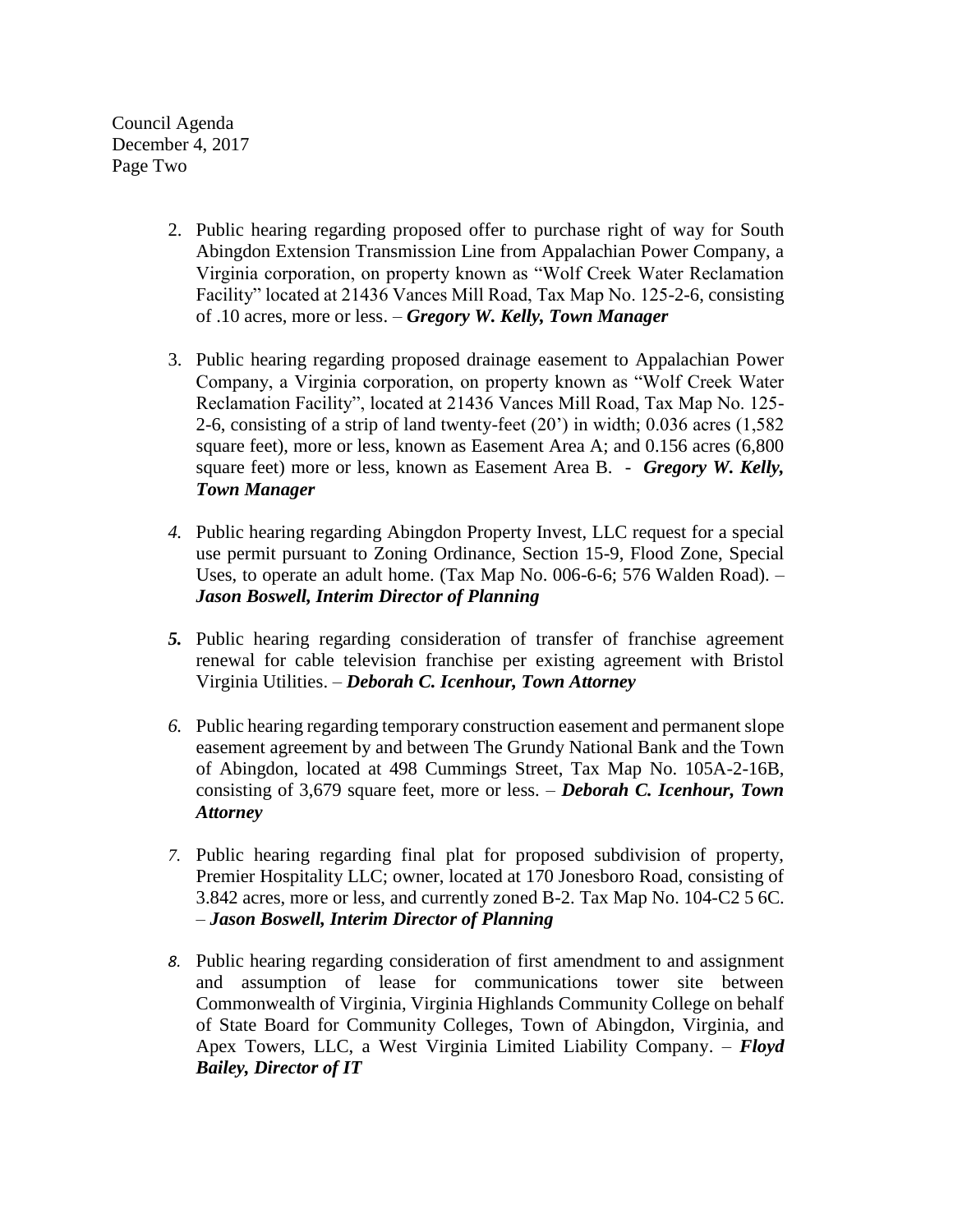Council Agenda
December 4, 2017
Page Two

2. Public hearing regarding proposed offer to purchase right of way for South Abingdon Extension Transmission Line from Appalachian Power Company, a Virginia corporation, on property known as "Wolf Creek Water Reclamation Facility" located at 21436 Vances Mill Road, Tax Map No. 125-2-6, consisting of .10 acres, more or less. – ***Gregory W. Kelly, Town Manager***

3. Public hearing regarding proposed drainage easement to Appalachian Power Company, a Virginia corporation, on property known as "Wolf Creek Water Reclamation Facility", located at 21436 Vances Mill Road, Tax Map No. 125-2-6, consisting of a strip of land twenty-feet (20') in width; 0.036 acres (1,582 square feet), more or less, known as Easement Area A; and 0.156 acres (6,800 square feet) more or less, known as Easement Area B. - ***Gregory W. Kelly, Town Manager***

4. Public hearing regarding Abingdon Property Invest, LLC request for a special use permit pursuant to Zoning Ordinance, Section 15-9, Flood Zone, Special Uses, to operate an adult home. (Tax Map No. 006-6-6; 576 Walden Road). – ***Jason Boswell, Interim Director of Planning***

5. Public hearing regarding consideration of transfer of franchise agreement renewal for cable television franchise per existing agreement with Bristol Virginia Utilities. – ***Deborah C. Icenhour, Town Attorney***

6. Public hearing regarding temporary construction easement and permanent slope easement agreement by and between The Grundy National Bank and the Town of Abingdon, located at 498 Cummings Street, Tax Map No. 105A-2-16B, consisting of 3,679 square feet, more or less. – ***Deborah C. Icenhour, Town Attorney***

7. Public hearing regarding final plat for proposed subdivision of property, Premier Hospitality LLC; owner, located at 170 Jonesboro Road, consisting of 3.842 acres, more or less, and currently zoned B-2. Tax Map No. 104-C2 5 6C. – ***Jason Boswell, Interim Director of Planning***

8. Public hearing regarding consideration of first amendment to and assignment and assumption of lease for communications tower site between Commonwealth of Virginia, Virginia Highlands Community College on behalf of State Board for Community Colleges, Town of Abingdon, Virginia, and Apex Towers, LLC, a West Virginia Limited Liability Company. – ***Floyd Bailey, Director of IT***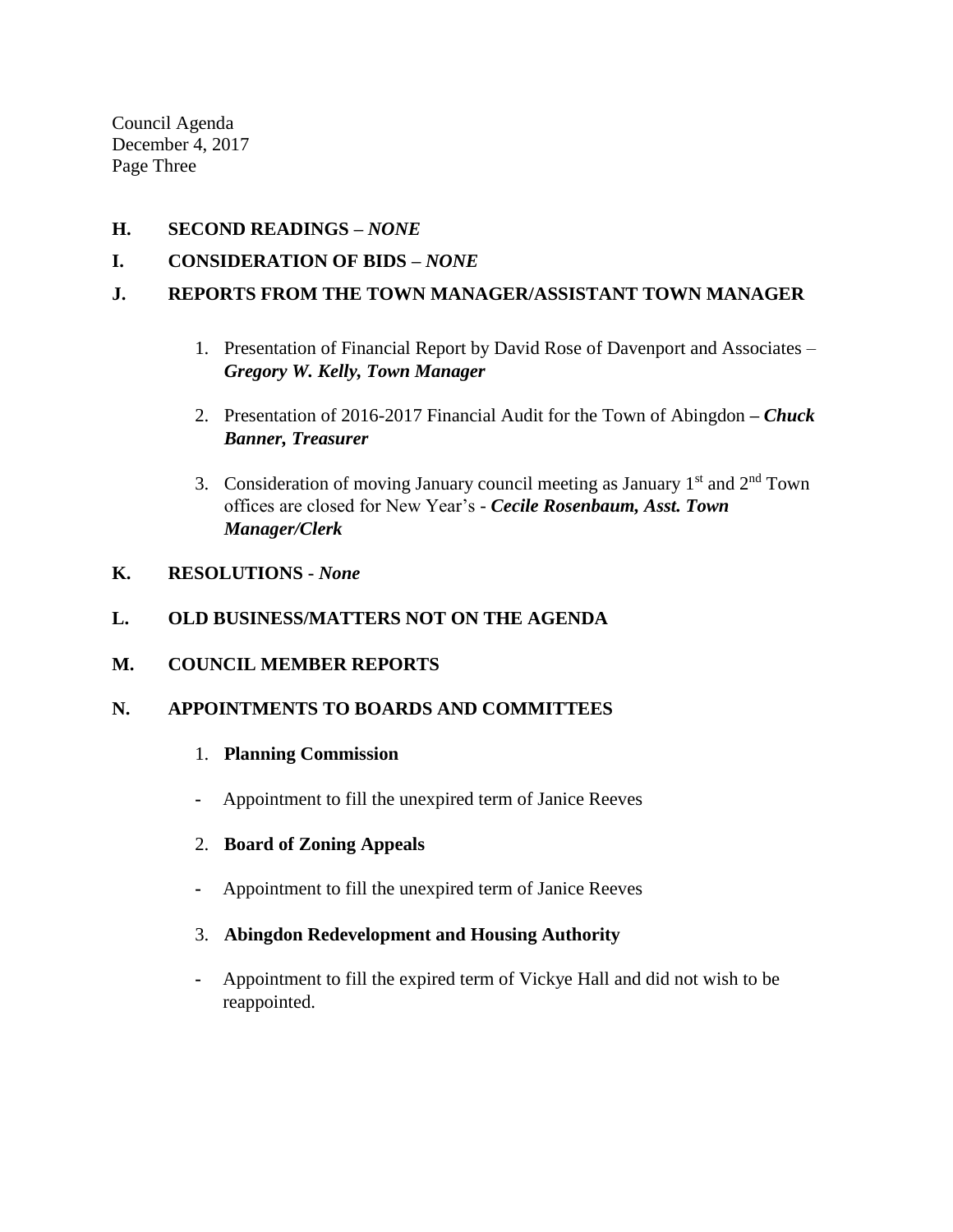**H. SECOND READINGS –** ***NONE***

**I. CONSIDERATION OF BIDS –** ***NONE***

**J. REPORTS FROM THE TOWN MANAGER/ASSISTANT TOWN MANAGER**

1. Presentation of Financial Report by David Rose of Davenport and Associates – ***Gregory W. Kelly, Town Manager***

2. Presentation of 2016-2017 Financial Audit for the Town of Abingdon **–** ***Chuck Banner, Treasurer***

3. Consideration of moving January council meeting as January 1st and 2nd Town offices are closed for New Year's - ***Cecile Rosenbaum, Asst. Town Manager/Clerk***

**K. RESOLUTIONS -** ***None***

**L. OLD BUSINESS/MATTERS NOT ON THE AGENDA**

**M. COUNCIL MEMBER REPORTS**

**N. APPOINTMENTS TO BOARDS AND COMMITTEES**

1. **Planning Commission**

- Appointment to fill the unexpired term of Janice Reeves

2. **Board of Zoning Appeals**

- Appointment to fill the unexpired term of Janice Reeves

3. **Abingdon Redevelopment and Housing Authority**

- Appointment to fill the expired term of Vickye Hall and did not wish to be reappointed.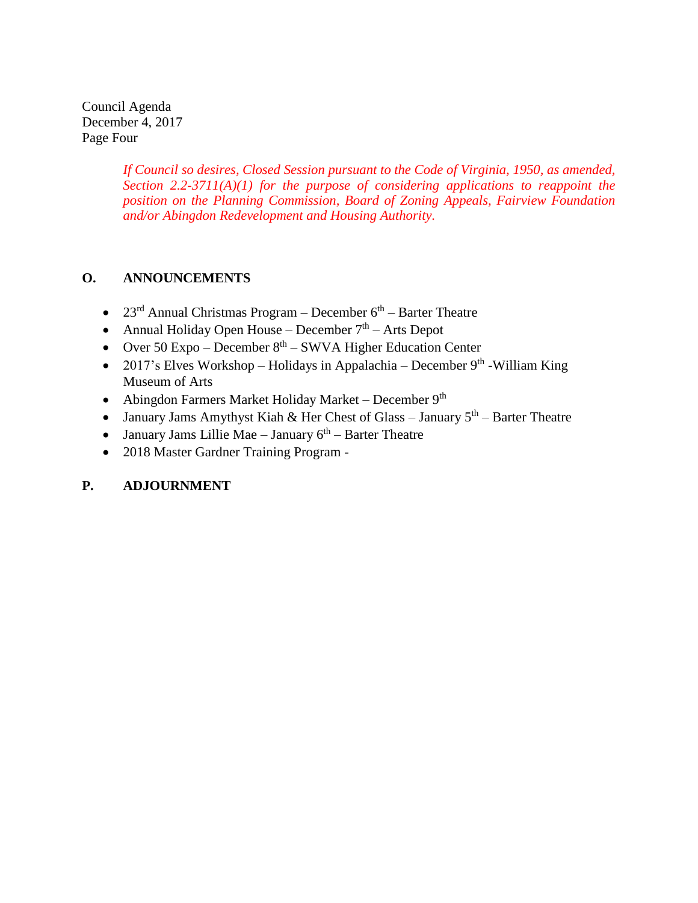*If Council so desires, Closed Session pursuant to the Code of Virginia, 1950, as amended, Section 2.2-3711(A)(1) for the purpose of considering applications to reappoint the position on the Planning Commission, Board of Zoning Appeals, Fairview Foundation and/or Abingdon Redevelopment and Housing Authority.*

## O. ANNOUNCEMENTS

- 23rd Annual Christmas Program – December 6th – Barter Theatre
- Annual Holiday Open House – December 7th – Arts Depot
- Over 50 Expo – December 8th – SWVA Higher Education Center
- 2017's Elves Workshop – Holidays in Appalachia – December 9th -William King Museum of Arts
- Abingdon Farmers Market Holiday Market – December 9th
- January Jams Amythyst Kiah & Her Chest of Glass – January 5th – Barter Theatre
- January Jams Lillie Mae – January 6th – Barter Theatre
- 2018 Master Gardner Training Program -

## P. ADJOURNMENT